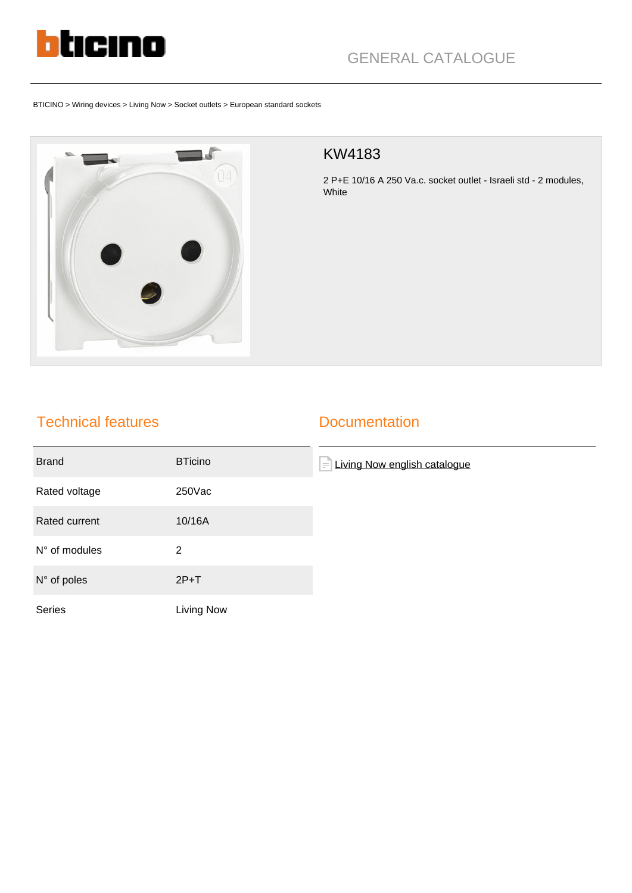GENERAL CATALOGUE

BTICINO > Wiring devices > Living Now > Socket outlets > European standard sockets

# KW4183

2 P+E 10/16 A 250 Va.c. socket outlet - Israeli std - 2 modules, White

## Technical features

| | |
|---|---|
| Brand | BTicino |
| Rated voltage | 250Vac |
| Rated current | 10/16A |
| N° of modules | 2 |
| N° of poles | 2P+T |
| Series | Living Now |

## Documentation

Living Now english catalogue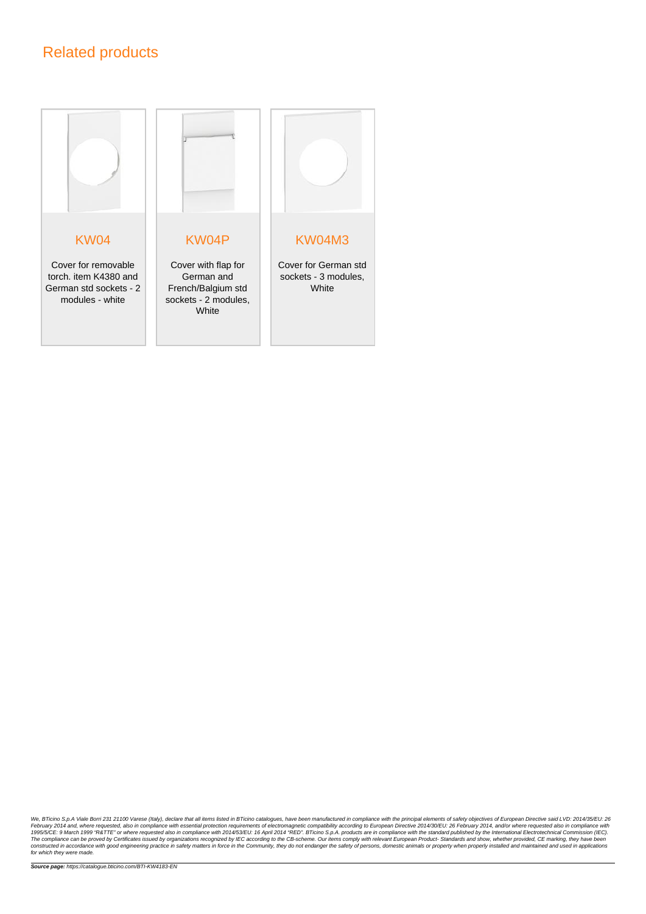## Related products

### KW04

Cover for removable torch. item K4380 and German std sockets - 2 modules - white

### KW04P

Cover with flap for German and French/Balgium std sockets - 2 modules, White

### KW04M3

Cover for German std sockets - 3 modules, White

*We, BTicino S.p.A Viale Borri 231 21100 Varese (Italy), declare that all items listed in BTicino catalogues, have been manufactured in compliance with the principal elements of safety objectives of European Directive said LVD: 2014/35/EU: 26 February 2014 and, where requested, also in compliance with essential protection requirements of electromagnetic compatibility according to European Directive 2014/30/EU: 26 February 2014, and/or where requested also in compliance with 1995/5/CE: 9 March 1999 "R&TTE" or where requested also in compliance with 2014/53/EU: 16 April 2014 "RED". BTicino S.p.A. products are in compliance with the standard published by the International Electrotechnical Commission (IEC). The compliance can be proved by Certificates issued by organizations recognized by IEC according to the CB-scheme. Our items comply with relevant European Product- Standards and show, whether provided, CE marking, they have been constructed in accordance with good engineering practice in safety matters in force in the Community, they do not endanger the safety of persons, domestic animals or property when properly installed and maintained and used in applications for which they were made.*

**Source page:** *https://catalogue.bticino.com/BTI-KW4183-EN*